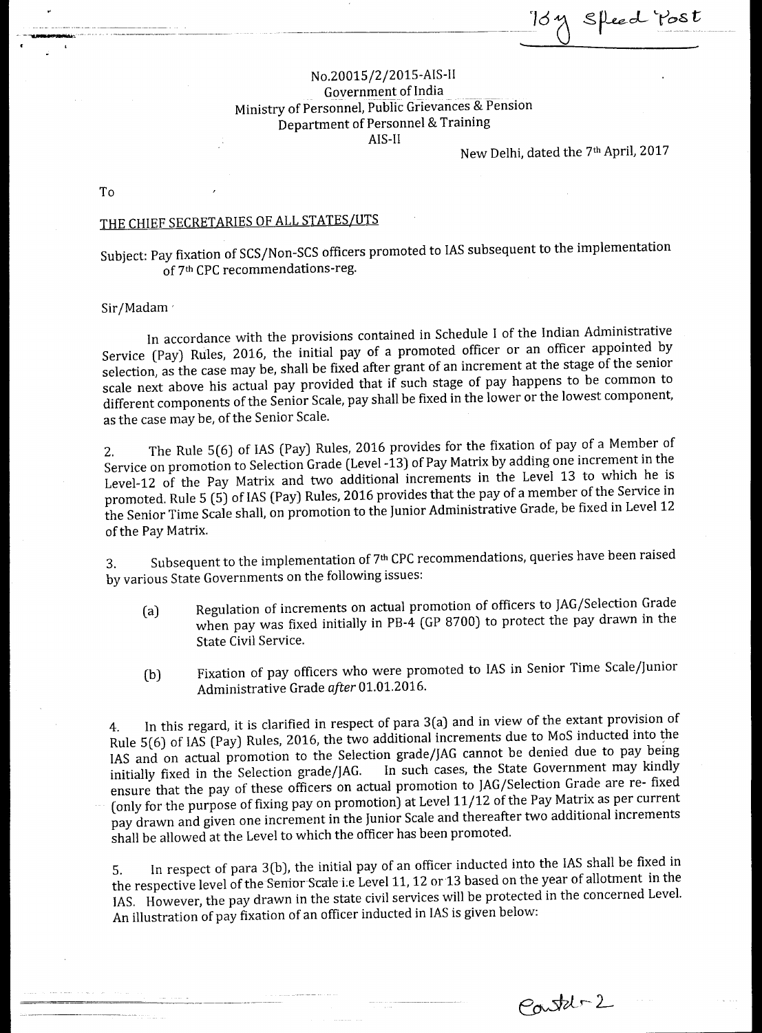By Speed Post

No.20015/2/2015-AIS-II
Government of India
Ministry of Personnel, Public Grievances & Pension
Department of Personnel & Training
AIS-II

New Delhi, dated the 7th April, 2017

To

THE CHIEF SECRETARIES OF ALL STATES/UTS

Subject: Pay fixation of SCS/Non-SCS officers promoted to IAS subsequent to the implementation of 7th CPC recommendations-reg.

Sir/Madam

In accordance with the provisions contained in Schedule I of the Indian Administrative Service (Pay) Rules, 2016, the initial pay of a promoted officer or an officer appointed by selection, as the case may be, shall be fixed after grant of an increment at the stage of the senior scale next above his actual pay provided that if such stage of pay happens to be common to different components of the Senior Scale, pay shall be fixed in the lower or the lowest component, as the case may be, of the Senior Scale.

2. The Rule 5(6) of IAS (Pay) Rules, 2016 provides for the fixation of pay of a Member of Service on promotion to Selection Grade (Level -13) of Pay Matrix by adding one increment in the Level-12 of the Pay Matrix and two additional increments in the Level 13 to which he is promoted. Rule 5 (5) of IAS (Pay) Rules, 2016 provides that the pay of a member of the Service in the Senior Time Scale shall, on promotion to the Junior Administrative Grade, be fixed in Level 12 of the Pay Matrix.

3. Subsequent to the implementation of 7th CPC recommendations, queries have been raised by various State Governments on the following issues:

(a) Regulation of increments on actual promotion of officers to JAG/Selection Grade when pay was fixed initially in PB-4 (GP 8700) to protect the pay drawn in the State Civil Service.

(b) Fixation of pay officers who were promoted to IAS in Senior Time Scale/Junior Administrative Grade *after* 01.01.2016.

4. In this regard, it is clarified in respect of para 3(a) and in view of the extant provision of Rule 5(6) of IAS (Pay) Rules, 2016, the two additional increments due to MoS inducted into the IAS and on actual promotion to the Selection grade/JAG cannot be denied due to pay being initially fixed in the Selection grade/JAG. In such cases, the State Government may kindly ensure that the pay of these officers on actual promotion to JAG/Selection Grade are re- fixed (only for the purpose of fixing pay on promotion) at Level 11/12 of the Pay Matrix as per current pay drawn and given one increment in the Junior Scale and thereafter two additional increments shall be allowed at the Level to which the officer has been promoted.

5. In respect of para 3(b), the initial pay of an officer inducted into the IAS shall be fixed in the respective level of the Senior Scale i.e Level 11, 12 or 13 based on the year of allotment in the IAS. However, the pay drawn in the state civil services will be protected in the concerned Level. An illustration of pay fixation of an officer inducted in IAS is given below:

Contd - 2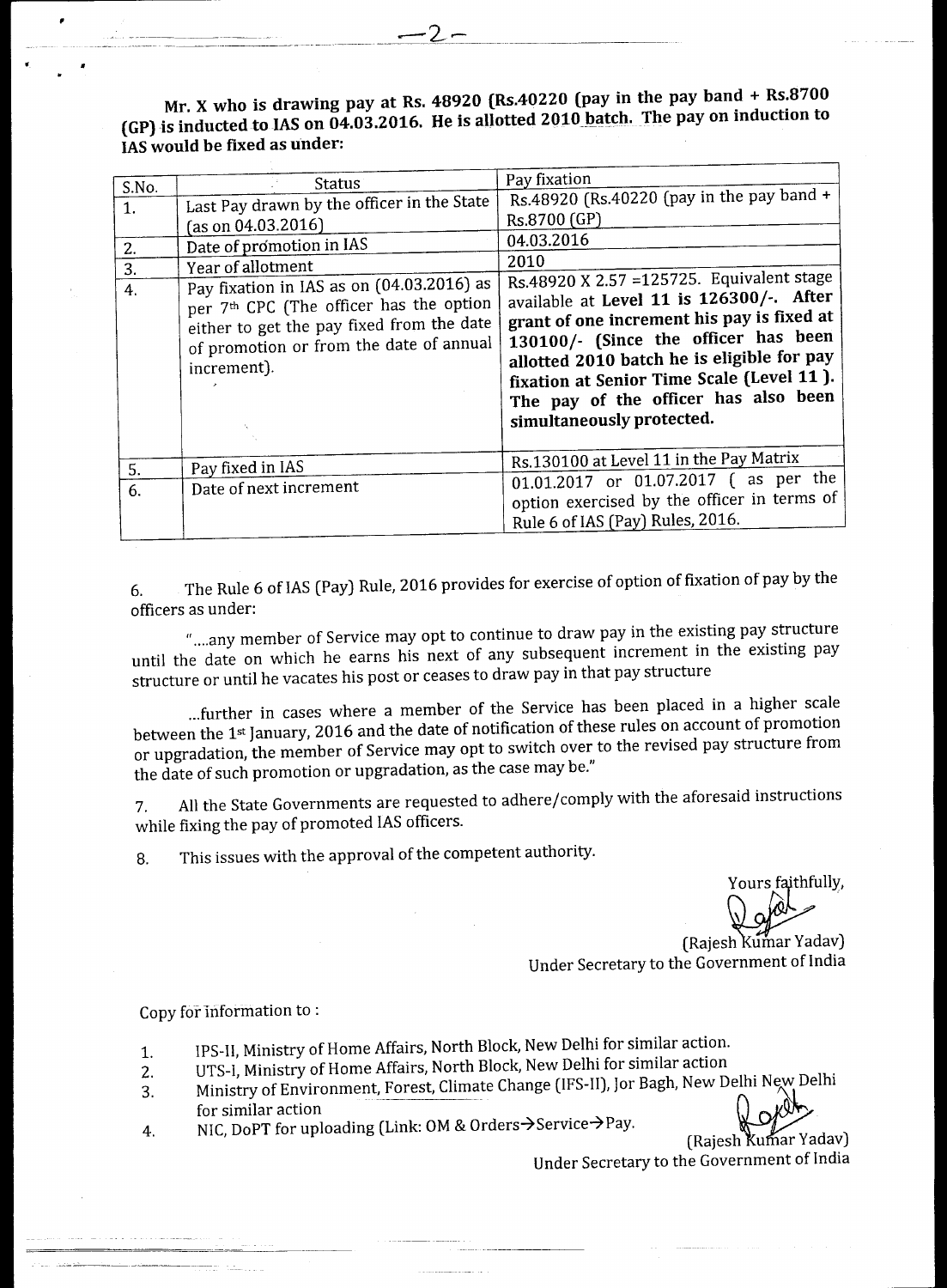**Mr. X who is drawing pay at Rs. 48920 (Rs.40220 (pay in the pay band + Rs.8700 (GP) is inducted to IAS on 04.03.2016. He is allotted 2010 batch. The pay on induction to IAS would be fixed as under:**

| S.No. | Status | Pay fixation |
|---|---|---|
| 1. | Last Pay drawn by the officer in the State (as on 04.03.2016) | Rs.48920 (Rs.40220 (pay in the pay band + Rs.8700 (GP) |
| 2. | Date of promotion in IAS | 04.03.2016 |
| 3. | Year of allotment | 2010 |
| 4. | Pay fixation in IAS as on (04.03.2016) as per 7th CPC (The officer has the option either to get the pay fixed from the date of promotion or from the date of annual increment). | Rs.48920 X 2.57 =125725. Equivalent stage available at **Level 11 is 126300/-. After grant of one increment his pay is fixed at 130100/- (Since the officer has been allotted 2010 batch he is eligible for pay fixation at Senior Time Scale (Level 11 ). The pay of the officer has also been simultaneously protected.** |
| 5. | Pay fixed in IAS | Rs.130100 at Level 11 in the Pay Matrix |
| 6. | Date of next increment | 01.01.2017 or 01.07.2017 ( as per the option exercised by the officer in terms of Rule 6 of IAS (Pay) Rules, 2016. |

6. The Rule 6 of IAS (Pay) Rule, 2016 provides for exercise of option of fixation of pay by the officers as under:

"....any member of Service may opt to continue to draw pay in the existing pay structure until the date on which he earns his next of any subsequent increment in the existing pay structure or until he vacates his post or ceases to draw pay in that pay structure

...further in cases where a member of the Service has been placed in a higher scale between the 1st January, 2016 and the date of notification of these rules on account of promotion or upgradation, the member of Service may opt to switch over to the revised pay structure from the date of such promotion or upgradation, as the case may be."

7. All the State Governments are requested to adhere/comply with the aforesaid instructions while fixing the pay of promoted IAS officers.

8. This issues with the approval of the competent authority.

Yours faithfully,

(Rajesh Kumar Yadav)
Under Secretary to the Government of India

Copy for information to :

1. IPS-II, Ministry of Home Affairs, North Block, New Delhi for similar action.
2. UTS-I, Ministry of Home Affairs, North Block, New Delhi for similar action
3. Ministry of Environment, Forest, Climate Change (IFS-II), Jor Bagh, New Delhi New Delhi for similar action
4. NIC, DoPT for uploading (Link: OM & Orders→Service→Pay.

(Rajesh Kumar Yadav)
Under Secretary to the Government of India